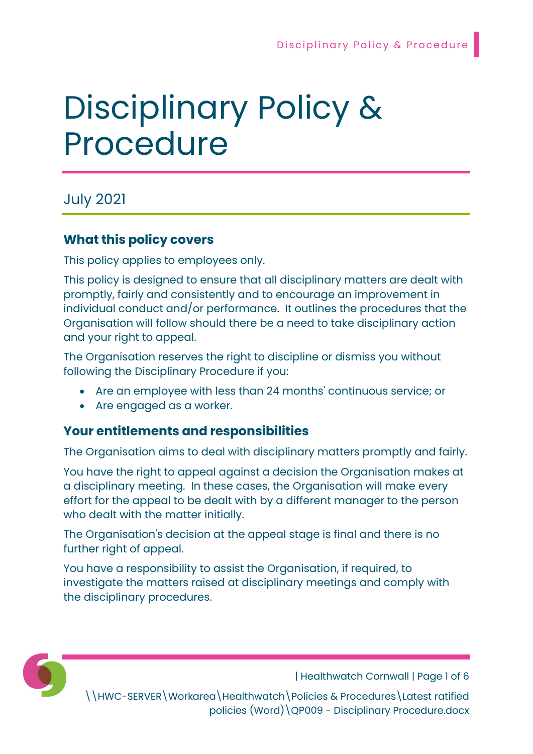# Disciplinary Policy & Procedure

July 2021

### What this policy covers

This policy applies to employees only.

This policy is designed to ensure that all disciplinary matters are dealt with promptly, fairly and consistently and to encourage an improvement in individual conduct and/or performance. It outlines the procedures that the Organisation will follow should there be a need to take disciplinary action and your right to appeal.

The Organisation reserves the right to discipline or dismiss you without following the Disciplinary Procedure if you:

- Are an employee with less than 24 months' continuous service; or
- Are engaged as a worker.

### Your entitlements and responsibilities

The Organisation aims to deal with disciplinary matters promptly and fairly.

You have the right to appeal against a decision the Organisation makes at a disciplinary meeting. In these cases, the Organisation will make every effort for the appeal to be dealt with by a different manager to the person who dealt with the matter initially.

The Organisation's decision at the appeal stage is final and there is no further right of appeal.

You have a responsibility to assist the Organisation, if required, to investigate the matters raised at disciplinary meetings and comply with the disciplinary procedures.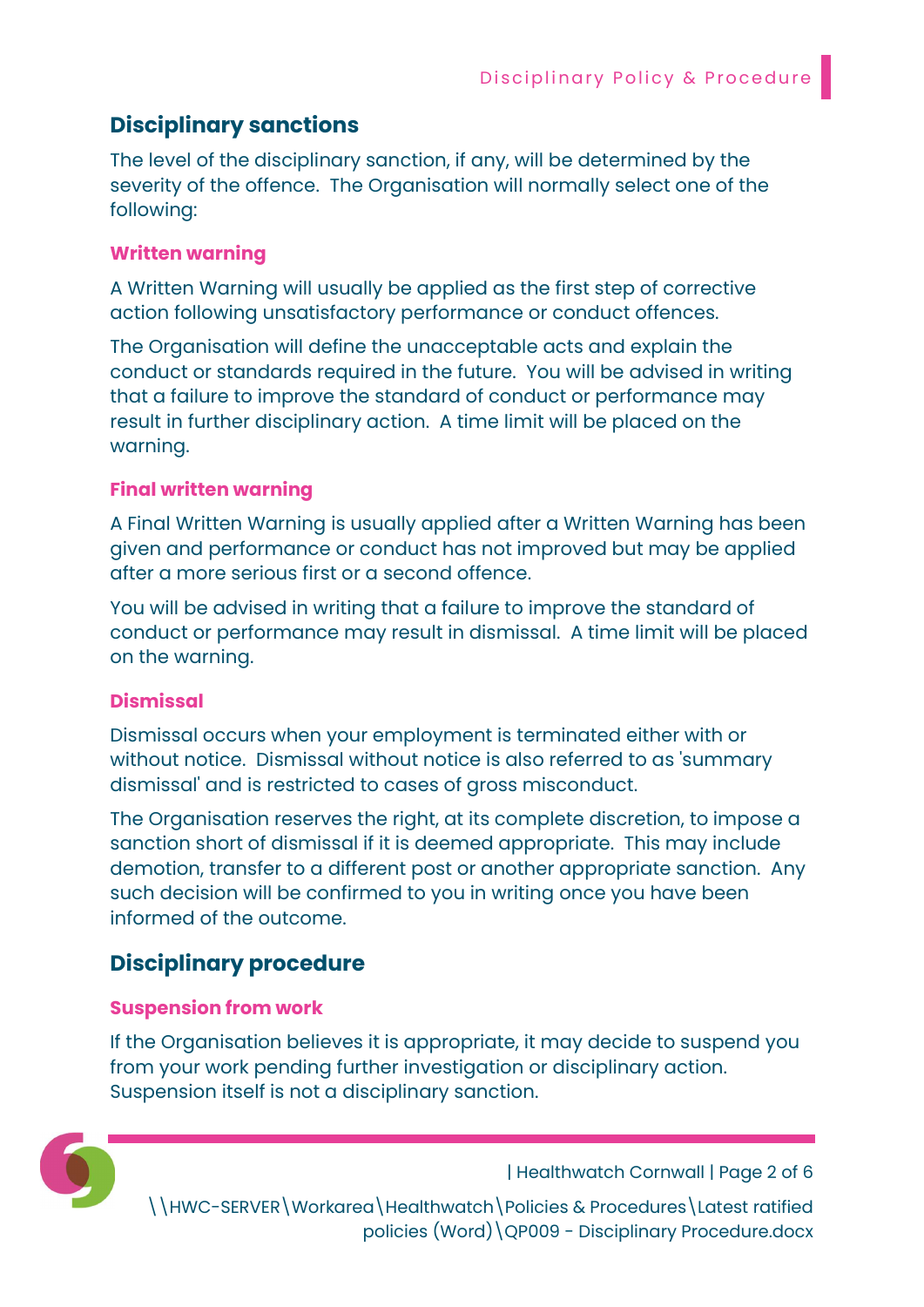## Disciplinary sanctions

The level of the disciplinary sanction, if any, will be determined by the severity of the offence. The Organisation will normally select one of the following:

### Written warning

A Written Warning will usually be applied as the first step of corrective action following unsatisfactory performance or conduct offences.

The Organisation will define the unacceptable acts and explain the conduct or standards required in the future. You will be advised in writing that a failure to improve the standard of conduct or performance may result in further disciplinary action. A time limit will be placed on the warning.

### Final written warning

A Final Written Warning is usually applied after a Written Warning has been given and performance or conduct has not improved but may be applied after a more serious first or a second offence.

You will be advised in writing that a failure to improve the standard of conduct or performance may result in dismissal. A time limit will be placed on the warning.

### Dismissal

Dismissal occurs when your employment is terminated either with or without notice. Dismissal without notice is also referred to as 'summary dismissal' and is restricted to cases of gross misconduct.

The Organisation reserves the right, at its complete discretion, to impose a sanction short of dismissal if it is deemed appropriate. This may include demotion, transfer to a different post or another appropriate sanction. Any such decision will be confirmed to you in writing once you have been informed of the outcome.

## Disciplinary procedure

### Suspension from work

If the Organisation believes it is appropriate, it may decide to suspend you from your work pending further investigation or disciplinary action. Suspension itself is not a disciplinary sanction.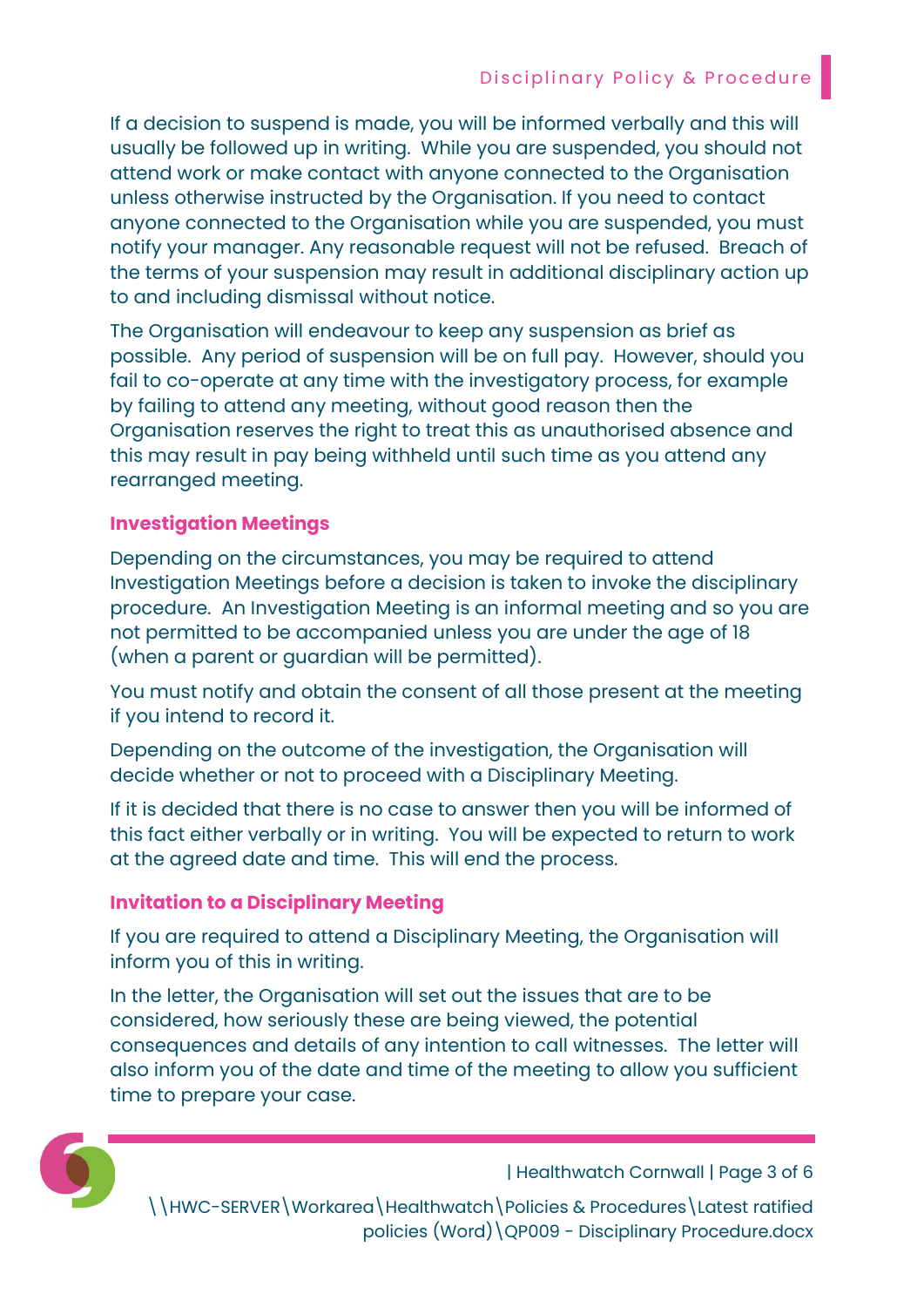If a decision to suspend is made, you will be informed verbally and this will usually be followed up in writing. While you are suspended, you should not attend work or make contact with anyone connected to the Organisation unless otherwise instructed by the Organisation. If you need to contact anyone connected to the Organisation while you are suspended, you must notify your manager. Any reasonable request will not be refused. Breach of the terms of your suspension may result in additional disciplinary action up to and including dismissal without notice.

The Organisation will endeavour to keep any suspension as brief as possible. Any period of suspension will be on full pay. However, should you fail to co-operate at any time with the investigatory process, for example by failing to attend any meeting, without good reason then the Organisation reserves the right to treat this as unauthorised absence and this may result in pay being withheld until such time as you attend any rearranged meeting.

### Investigation Meetings

Depending on the circumstances, you may be required to attend Investigation Meetings before a decision is taken to invoke the disciplinary procedure. An Investigation Meeting is an informal meeting and so you are not permitted to be accompanied unless you are under the age of 18 (when a parent or guardian will be permitted).

You must notify and obtain the consent of all those present at the meeting if you intend to record it.

Depending on the outcome of the investigation, the Organisation will decide whether or not to proceed with a Disciplinary Meeting.

If it is decided that there is no case to answer then you will be informed of this fact either verbally or in writing. You will be expected to return to work at the agreed date and time. This will end the process.

### Invitation to a Disciplinary Meeting

If you are required to attend a Disciplinary Meeting, the Organisation will inform you of this in writing.

In the letter, the Organisation will set out the issues that are to be considered, how seriously these are being viewed, the potential consequences and details of any intention to call witnesses. The letter will also inform you of the date and time of the meeting to allow you sufficient time to prepare your case.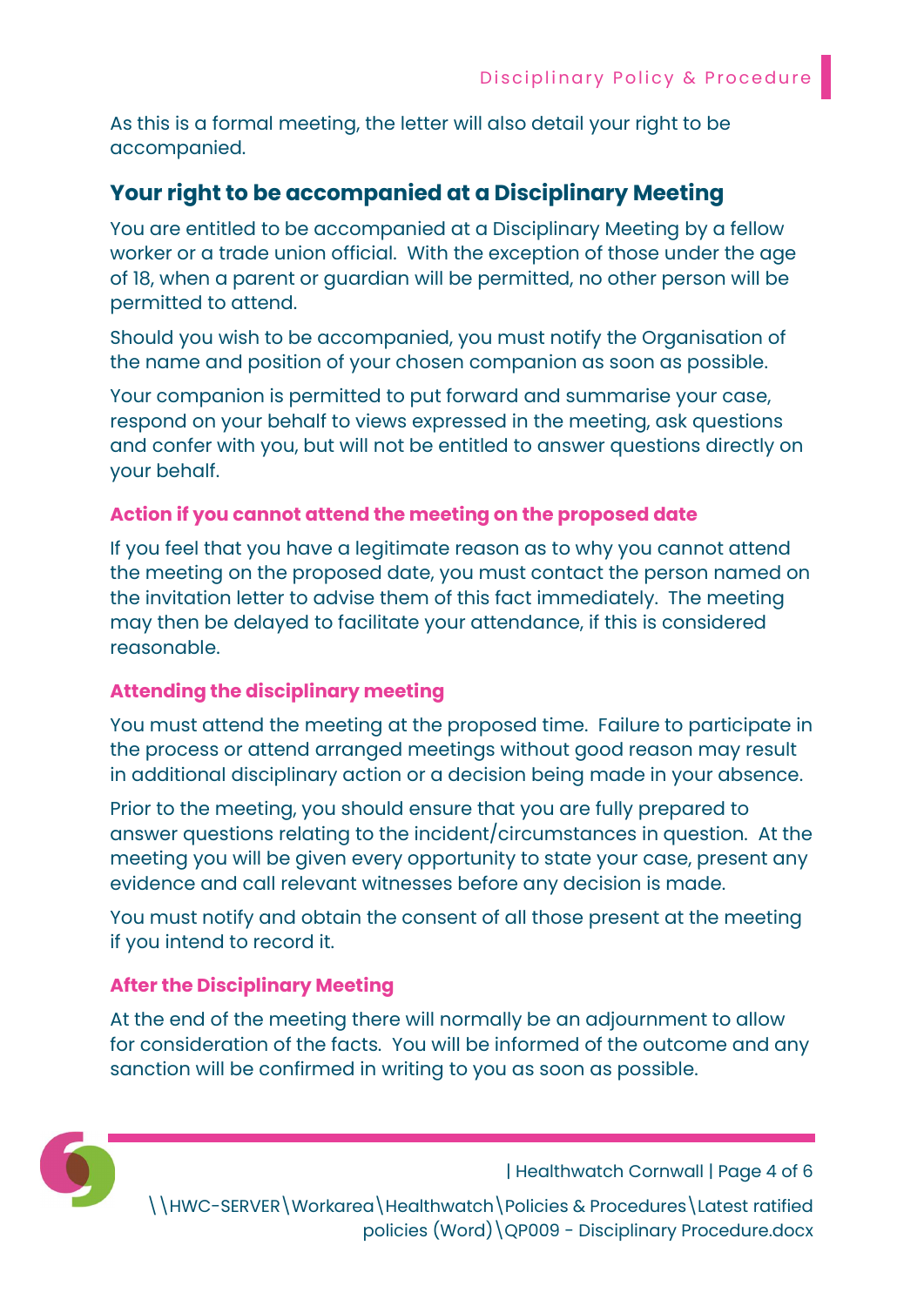As this is a formal meeting, the letter will also detail your right to be accompanied.

## Your right to be accompanied at a Disciplinary Meeting

You are entitled to be accompanied at a Disciplinary Meeting by a fellow worker or a trade union official. With the exception of those under the age of 18, when a parent or guardian will be permitted, no other person will be permitted to attend.

Should you wish to be accompanied, you must notify the Organisation of the name and position of your chosen companion as soon as possible.

Your companion is permitted to put forward and summarise your case, respond on your behalf to views expressed in the meeting, ask questions and confer with you, but will not be entitled to answer questions directly on your behalf.

### Action if you cannot attend the meeting on the proposed date

If you feel that you have a legitimate reason as to why you cannot attend the meeting on the proposed date, you must contact the person named on the invitation letter to advise them of this fact immediately. The meeting may then be delayed to facilitate your attendance, if this is considered reasonable.

### Attending the disciplinary meeting

You must attend the meeting at the proposed time. Failure to participate in the process or attend arranged meetings without good reason may result in additional disciplinary action or a decision being made in your absence.

Prior to the meeting, you should ensure that you are fully prepared to answer questions relating to the incident/circumstances in question. At the meeting you will be given every opportunity to state your case, present any evidence and call relevant witnesses before any decision is made.

You must notify and obtain the consent of all those present at the meeting if you intend to record it.

### After the Disciplinary Meeting

At the end of the meeting there will normally be an adjournment to allow for consideration of the facts. You will be informed of the outcome and any sanction will be confirmed in writing to you as soon as possible.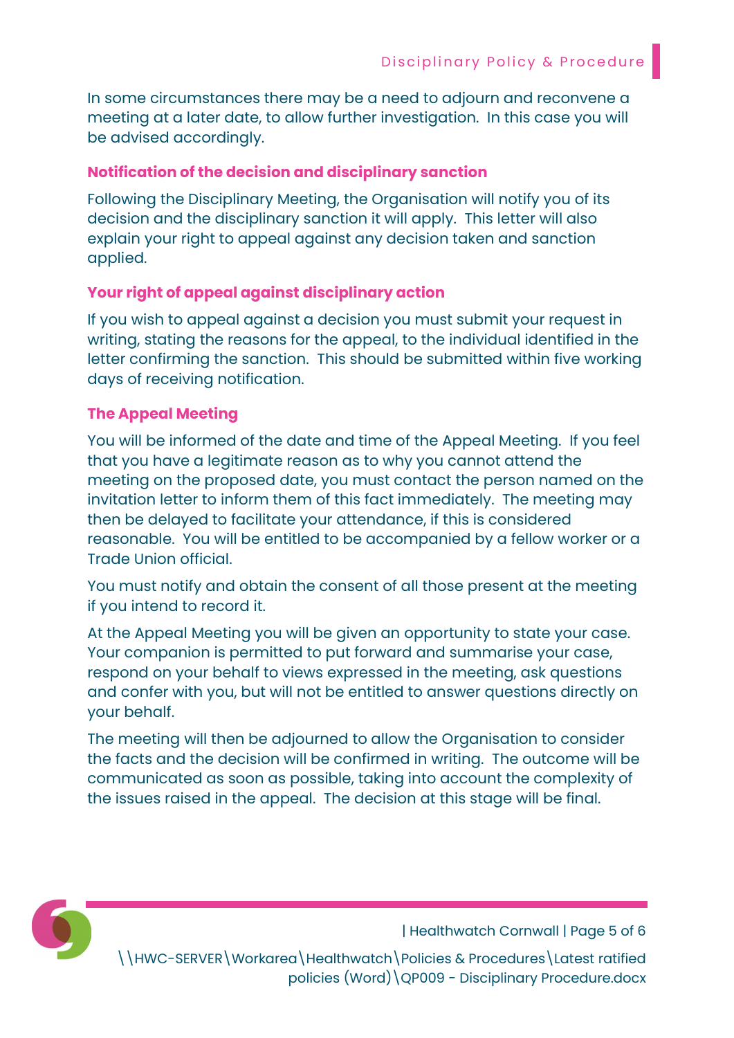In some circumstances there may be a need to adjourn and reconvene a meeting at a later date, to allow further investigation. In this case you will be advised accordingly.

### Notification of the decision and disciplinary sanction

Following the Disciplinary Meeting, the Organisation will notify you of its decision and the disciplinary sanction it will apply. This letter will also explain your right to appeal against any decision taken and sanction applied.

### Your right of appeal against disciplinary action

If you wish to appeal against a decision you must submit your request in writing, stating the reasons for the appeal, to the individual identified in the letter confirming the sanction. This should be submitted within five working days of receiving notification.

### The Appeal Meeting

You will be informed of the date and time of the Appeal Meeting. If you feel that you have a legitimate reason as to why you cannot attend the meeting on the proposed date, you must contact the person named on the invitation letter to inform them of this fact immediately. The meeting may then be delayed to facilitate your attendance, if this is considered reasonable. You will be entitled to be accompanied by a fellow worker or a Trade Union official.

You must notify and obtain the consent of all those present at the meeting if you intend to record it.

At the Appeal Meeting you will be given an opportunity to state your case. Your companion is permitted to put forward and summarise your case, respond on your behalf to views expressed in the meeting, ask questions and confer with you, but will not be entitled to answer questions directly on your behalf.

The meeting will then be adjourned to allow the Organisation to consider the facts and the decision will be confirmed in writing. The outcome will be communicated as soon as possible, taking into account the complexity of the issues raised in the appeal. The decision at this stage will be final.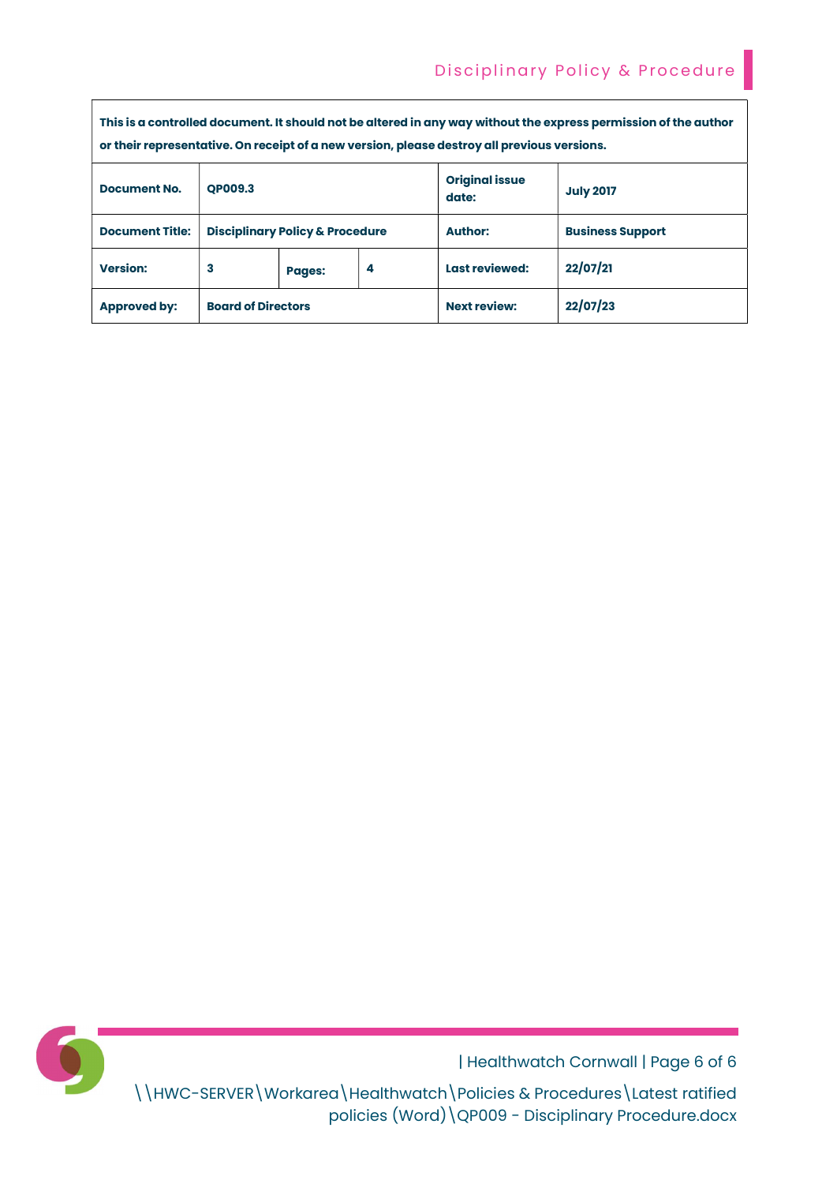| | | | | | |
|---|---|---|---|---|---|
| **This is a controlled document. It should not be altered in any way without the express permission of the author or their representative. On receipt of a new version, please destroy all previous versions.** | | | | | |
| **Document No.** | **QP009.3** | | | **Original issue date:** | **July 2017** |
| **Document Title:** | **Disciplinary Policy & Procedure** | | | **Author:** | **Business Support** |
| **Version:** | **3** | **Pages:** | **4** | **Last reviewed:** | **22/07/21** |
| **Approved by:** | **Board of Directors** | | | **Next review:** | **22/07/23** |

\\HWC-SERVER\Workarea\Healthwatch\Policies & Procedures\Latest ratified policies (Word)\QP009 - Disciplinary Procedure.docx